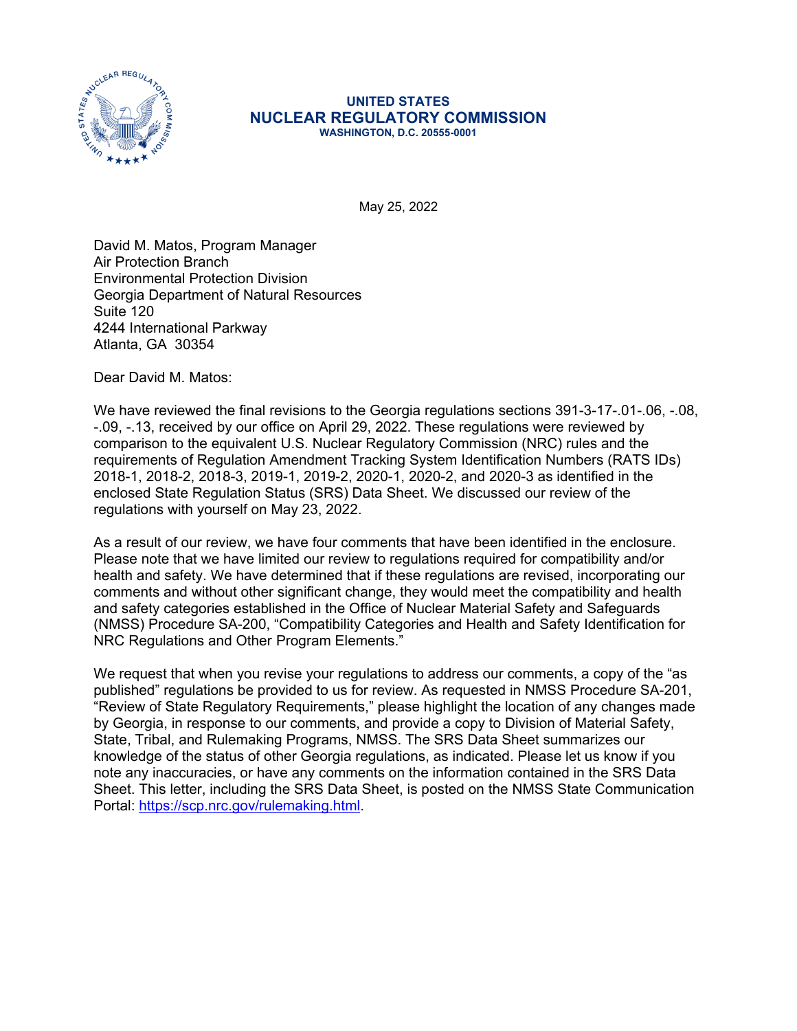**UNITED STATES**
**NUCLEAR REGULATORY COMMISSION**
**WASHINGTON, D.C. 20555-0001**

May 25, 2022

David M. Matos, Program Manager
Air Protection Branch
Environmental Protection Division
Georgia Department of Natural Resources
Suite 120
4244 International Parkway
Atlanta, GA 30354

Dear David M. Matos:

We have reviewed the final revisions to the Georgia regulations sections 391-3-17-.01-.06, -.08, -.09, -.13, received by our office on April 29, 2022. These regulations were reviewed by comparison to the equivalent U.S. Nuclear Regulatory Commission (NRC) rules and the requirements of Regulation Amendment Tracking System Identification Numbers (RATS IDs) 2018-1, 2018-2, 2018-3, 2019-1, 2019-2, 2020-1, 2020-2, and 2020-3 as identified in the enclosed State Regulation Status (SRS) Data Sheet. We discussed our review of the regulations with yourself on May 23, 2022.

As a result of our review, we have four comments that have been identified in the enclosure. Please note that we have limited our review to regulations required for compatibility and/or health and safety. We have determined that if these regulations are revised, incorporating our comments and without other significant change, they would meet the compatibility and health and safety categories established in the Office of Nuclear Material Safety and Safeguards (NMSS) Procedure SA-200, "Compatibility Categories and Health and Safety Identification for NRC Regulations and Other Program Elements."

We request that when you revise your regulations to address our comments, a copy of the "as published" regulations be provided to us for review. As requested in NMSS Procedure SA-201, "Review of State Regulatory Requirements," please highlight the location of any changes made by Georgia, in response to our comments, and provide a copy to Division of Material Safety, State, Tribal, and Rulemaking Programs, NMSS. The SRS Data Sheet summarizes our knowledge of the status of other Georgia regulations, as indicated. Please let us know if you note any inaccuracies, or have any comments on the information contained in the SRS Data Sheet. This letter, including the SRS Data Sheet, is posted on the NMSS State Communication Portal: https://scp.nrc.gov/rulemaking.html.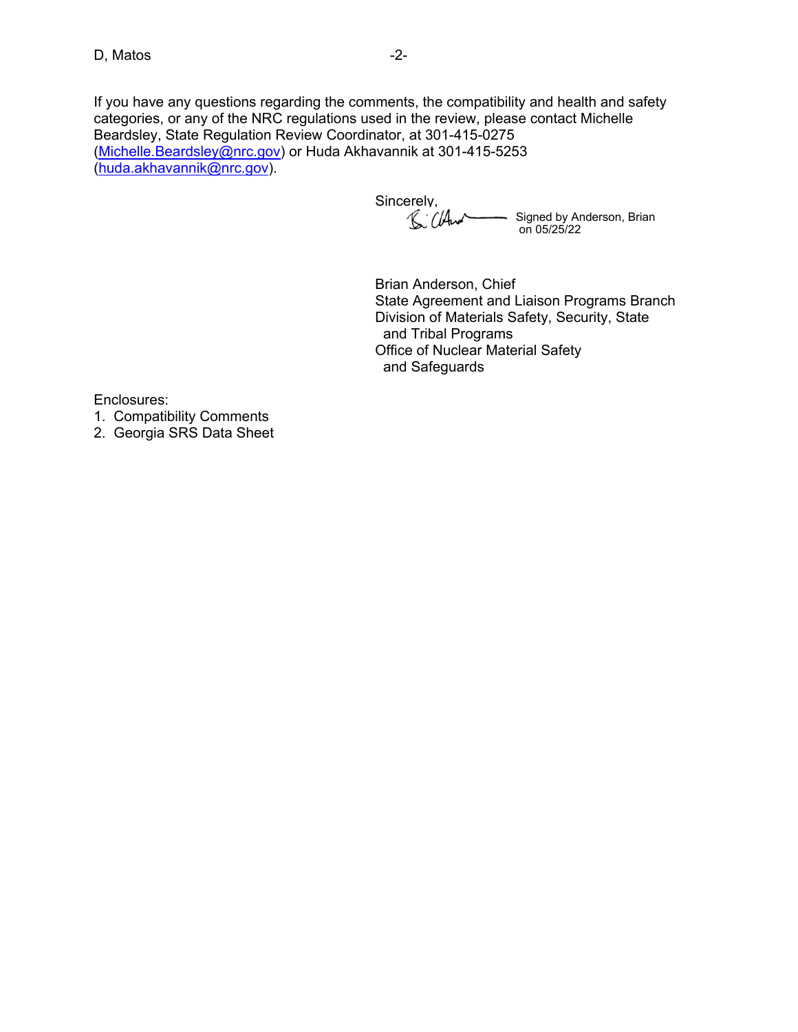If you have any questions regarding the comments, the compatibility and health and safety categories, or any of the NRC regulations used in the review, please contact Michelle Beardsley, State Regulation Review Coordinator, at 301-415-0275 (Michelle.Beardsley@nrc.gov) or Huda Akhavannik at 301-415-5253 (huda.akhavannik@nrc.gov).

Sincerely,

Signed by Anderson, Brian on 05/25/22

Brian Anderson, Chief
State Agreement and Liaison Programs Branch
Division of Materials Safety, Security, State and Tribal Programs
Office of Nuclear Material Safety and Safeguards

Enclosures:
1. Compatibility Comments
2. Georgia SRS Data Sheet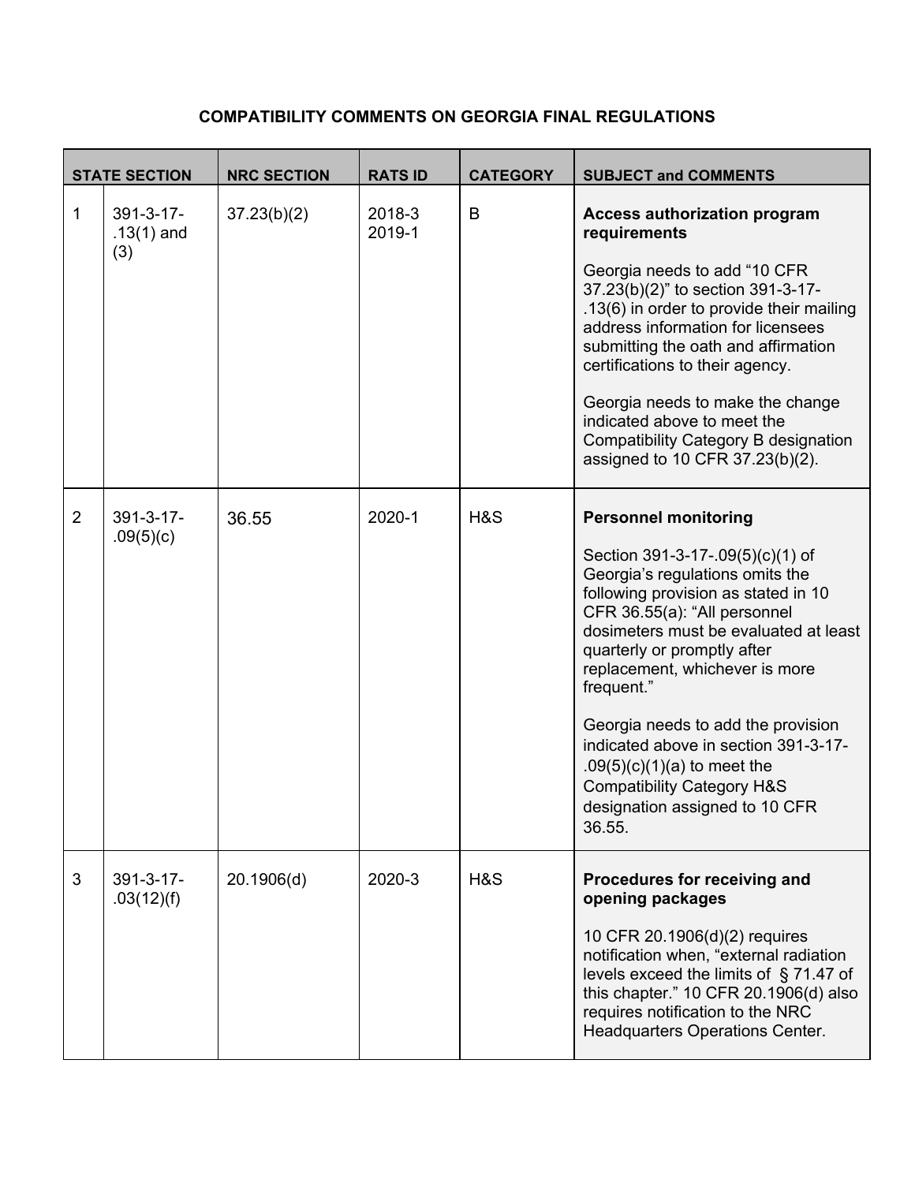## COMPATIBILITY COMMENTS ON GEORGIA FINAL REGULATIONS

| STATE SECTION | | NRC SECTION | RATS ID | CATEGORY | SUBJECT and COMMENTS |
|---|---|---|---|---|---|
| 1 | 391-3-17-.13(1) and (3) | 37.23(b)(2) | 2018-3 2019-1 | B | **Access authorization program requirements**<br><br>Georgia needs to add "10 CFR 37.23(b)(2)" to section 391-3-17-.13(6) in order to provide their mailing address information for licensees submitting the oath and affirmation certifications to their agency.<br><br>Georgia needs to make the change indicated above to meet the Compatibility Category B designation assigned to 10 CFR 37.23(b)(2). |
| 2 | 391-3-17-.09(5)(c) | 36.55 | 2020-1 | H&S | **Personnel monitoring**<br><br>Section 391-3-17-.09(5)(c)(1) of Georgia's regulations omits the following provision as stated in 10 CFR 36.55(a): "All personnel dosimeters must be evaluated at least quarterly or promptly after replacement, whichever is more frequent."<br><br>Georgia needs to add the provision indicated above in section 391-3-17-.09(5)(c)(1)(a) to meet the Compatibility Category H&S designation assigned to 10 CFR 36.55. |
| 3 | 391-3-17-.03(12)(f) | 20.1906(d) | 2020-3 | H&S | **Procedures for receiving and opening packages**<br><br>10 CFR 20.1906(d)(2) requires notification when, "external radiation levels exceed the limits of § 71.47 of this chapter." 10 CFR 20.1906(d) also requires notification to the NRC Headquarters Operations Center. |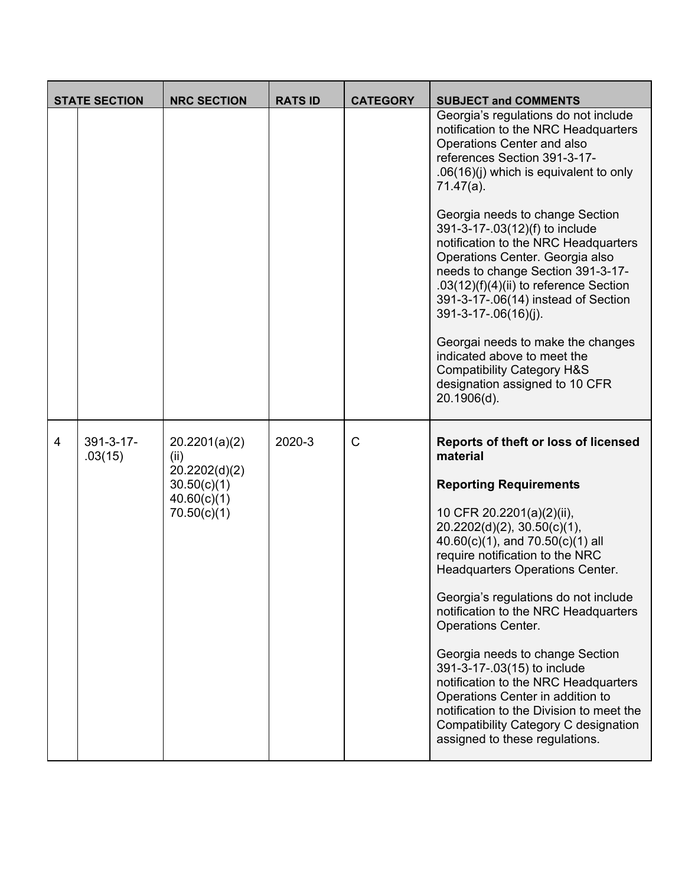| | STATE SECTION | NRC SECTION | RATS ID | CATEGORY | SUBJECT and COMMENTS |
|---|---|---|---|---|---|
| | | | | | Georgia's regulations do not include notification to the NRC Headquarters Operations Center and also references Section 391-3-17-.06(16)(j) which is equivalent to only 71.47(a).<br><br>Georgia needs to change Section 391-3-17-.03(12)(f) to include notification to the NRC Headquarters Operations Center. Georgia also needs to change Section 391-3-17-.03(12)(f)(4)(ii) to reference Section 391-3-17-.06(14) instead of Section 391-3-17-.06(16)(j).<br><br>Georgai needs to make the changes indicated above to meet the Compatibility Category H&S designation assigned to 10 CFR 20.1906(d). |
| 4 | 391-3-17-.03(15) | 20.2201(a)(2)(ii)<br>20.2202(d)(2)<br>30.50(c)(1)<br>40.60(c)(1)<br>70.50(c)(1) | 2020-3 | C | **Reports of theft or loss of licensed material**<br><br>**Reporting Requirements**<br><br>10 CFR 20.2201(a)(2)(ii), 20.2202(d)(2), 30.50(c)(1), 40.60(c)(1), and 70.50(c)(1) all require notification to the NRC Headquarters Operations Center.<br><br>Georgia's regulations do not include notification to the NRC Headquarters Operations Center.<br><br>Georgia needs to change Section 391-3-17-.03(15) to include notification to the NRC Headquarters Operations Center in addition to notification to the Division to meet the Compatibility Category C designation assigned to these regulations. |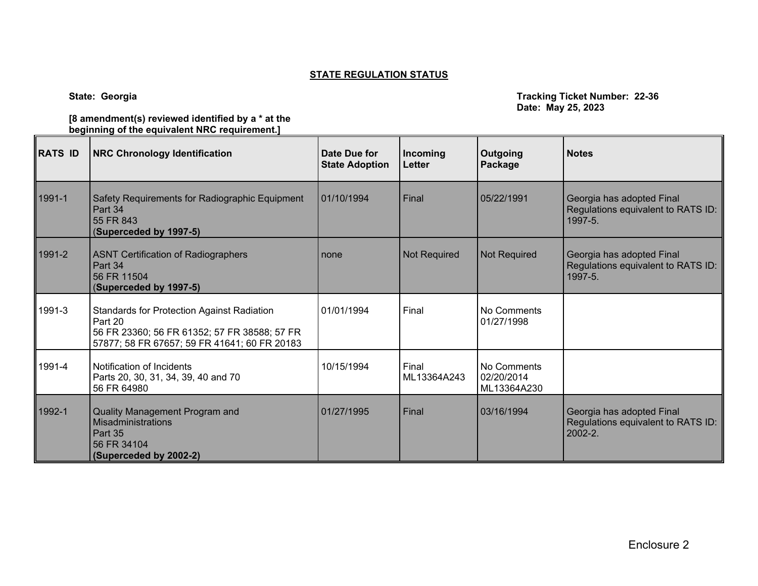**STATE REGULATION STATUS**

**State: Georgia**

**Tracking Ticket Number: 22-36**
**Date: May 25, 2023**

**[8 amendment(s) reviewed identified by a * at the beginning of the equivalent NRC requirement.]**

| RATS ID | NRC Chronology Identification | Date Due for State Adoption | Incoming Letter | Outgoing Package | Notes |
|---|---|---|---|---|---|
| 1991-1 | Safety Requirements for Radiographic Equipment<br>Part 34<br>55 FR 843<br>(**Superceded by 1997-5)** | 01/10/1994 | Final | 05/22/1991 | Georgia has adopted Final Regulations equivalent to RATS ID: 1997-5. |
| 1991-2 | ASNT Certification of Radiographers<br>Part 34<br>56 FR 11504<br>(**Superceded by 1997-5)** | none | Not Required | Not Required | Georgia has adopted Final Regulations equivalent to RATS ID: 1997-5. |
| 1991-3 | Standards for Protection Against Radiation<br>Part 20<br>56 FR 23360; 56 FR 61352; 57 FR 38588; 57 FR 57877; 58 FR 67657; 59 FR 41641; 60 FR 20183 | 01/01/1994 | Final | No Comments<br>01/27/1998 | |
| 1991-4 | Notification of Incidents<br>Parts 20, 30, 31, 34, 39, 40 and 70<br>56 FR 64980 | 10/15/1994 | Final<br>ML13364A243 | No Comments<br>02/20/2014<br>ML13364A230 | |
| 1992-1 | Quality Management Program and Misadministrations<br>Part 35<br>56 FR 34104<br>**(Superceded by 2002-2)** | 01/27/1995 | Final | 03/16/1994 | Georgia has adopted Final Regulations equivalent to RATS ID: 2002-2. |

Enclosure 2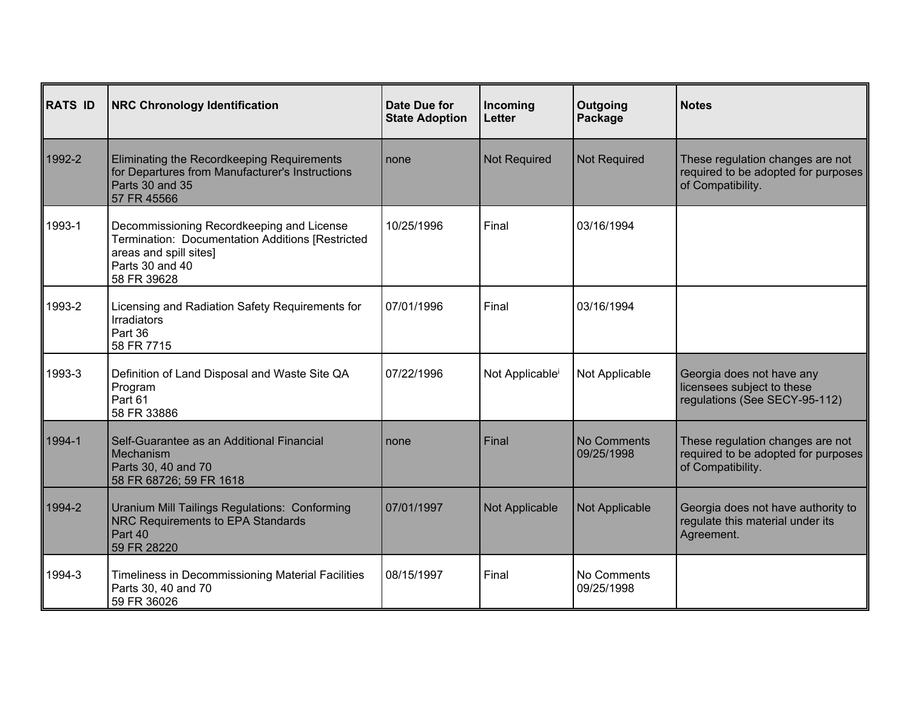| RATS ID | NRC Chronology Identification | Date Due for State Adoption | Incoming Letter | Outgoing Package | Notes |
|---|---|---|---|---|---|
| 1992-2 | Eliminating the Recordkeeping Requirements for Departures from Manufacturer's Instructions<br>Parts 30 and 35<br>57 FR 45566 | none | Not Required | Not Required | These regulation changes are not required to be adopted for purposes of Compatibility. |
| 1993-1 | Decommissioning Recordkeeping and License Termination: Documentation Additions [Restricted areas and spill sites]<br>Parts 30 and 40<br>58 FR 39628 | 10/25/1996 | Final | 03/16/1994 | |
| 1993-2 | Licensing and Radiation Safety Requirements for Irradiators<br>Part 36<br>58 FR 7715 | 07/01/1996 | Final | 03/16/1994 | |
| 1993-3 | Definition of Land Disposal and Waste Site QA Program<br>Part 61<br>58 FR 33886 | 07/22/1996 | Not Applicable[i] | Not Applicable | Georgia does not have any licensees subject to these regulations (See SECY-95-112) |
| 1994-1 | Self-Guarantee as an Additional Financial Mechanism<br>Parts 30, 40 and 70<br>58 FR 68726; 59 FR 1618 | none | Final | No Comments 09/25/1998 | These regulation changes are not required to be adopted for purposes of Compatibility. |
| 1994-2 | Uranium Mill Tailings Regulations: Conforming NRC Requirements to EPA Standards<br>Part 40<br>59 FR 28220 | 07/01/1997 | Not Applicable | Not Applicable | Georgia does not have authority to regulate this material under its Agreement. |
| 1994-3 | Timeliness in Decommissioning Material Facilities<br>Parts 30, 40 and 70<br>59 FR 36026 | 08/15/1997 | Final | No Comments 09/25/1998 | |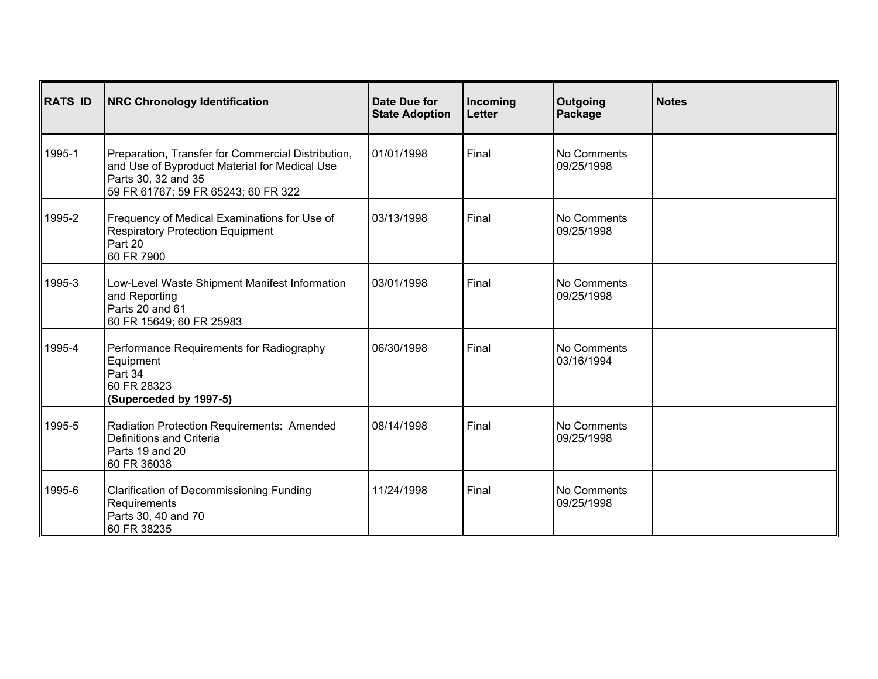| RATS ID | NRC Chronology Identification | Date Due for State Adoption | Incoming Letter | Outgoing Package | Notes |
|---|---|---|---|---|---|
| 1995-1 | Preparation, Transfer for Commercial Distribution, and Use of Byproduct Material for Medical Use<br>Parts 30, 32 and 35<br>59 FR 61767; 59 FR 65243; 60 FR 322 | 01/01/1998 | Final | No Comments<br>09/25/1998 | |
| 1995-2 | Frequency of Medical Examinations for Use of Respiratory Protection Equipment<br>Part 20<br>60 FR 7900 | 03/13/1998 | Final | No Comments<br>09/25/1998 | |
| 1995-3 | Low-Level Waste Shipment Manifest Information and Reporting<br>Parts 20 and 61<br>60 FR 15649; 60 FR 25983 | 03/01/1998 | Final | No Comments<br>09/25/1998 | |
| 1995-4 | Performance Requirements for Radiography Equipment<br>Part 34<br>60 FR 28323<br>**(Superceded by 1997-5)** | 06/30/1998 | Final | No Comments<br>03/16/1994 | |
| 1995-5 | Radiation Protection Requirements: Amended Definitions and Criteria<br>Parts 19 and 20<br>60 FR 36038 | 08/14/1998 | Final | No Comments<br>09/25/1998 | |
| 1995-6 | Clarification of Decommissioning Funding Requirements<br>Parts 30, 40 and 70<br>60 FR 38235 | 11/24/1998 | Final | No Comments<br>09/25/1998 | |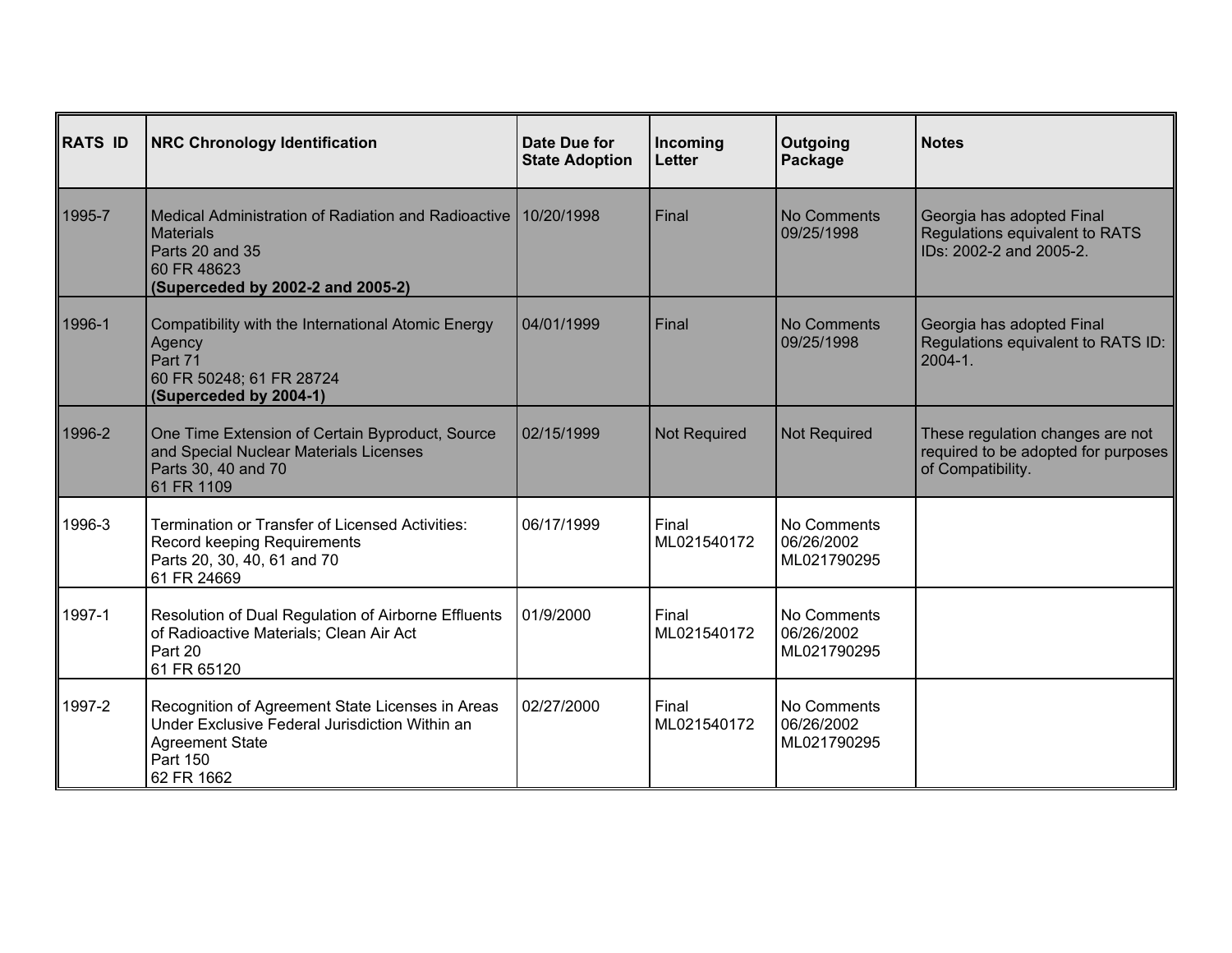| RATS ID | NRC Chronology Identification | Date Due for State Adoption | Incoming Letter | Outgoing Package | Notes |
|---|---|---|---|---|---|
| 1995-7 | Medical Administration of Radiation and Radioactive Materials<br>Parts 20 and 35<br>60 FR 48623<br>**(Superceded by 2002-2 and 2005-2)** | 10/20/1998 | Final | No Comments<br>09/25/1998 | Georgia has adopted Final Regulations equivalent to RATS IDs: 2002-2 and 2005-2. |
| 1996-1 | Compatibility with the International Atomic Energy Agency<br>Part 71<br>60 FR 50248; 61 FR 28724<br>**(Superceded by 2004-1)** | 04/01/1999 | Final | No Comments<br>09/25/1998 | Georgia has adopted Final Regulations equivalent to RATS ID: 2004-1. |
| 1996-2 | One Time Extension of Certain Byproduct, Source and Special Nuclear Materials Licenses<br>Parts 30, 40 and 70<br>61 FR 1109 | 02/15/1999 | Not Required | Not Required | These regulation changes are not required to be adopted for purposes of Compatibility. |
| 1996-3 | Termination or Transfer of Licensed Activities: Record keeping Requirements<br>Parts 20, 30, 40, 61 and 70<br>61 FR 24669 | 06/17/1999 | Final<br>ML021540172 | No Comments<br>06/26/2002<br>ML021790295 | |
| 1997-1 | Resolution of Dual Regulation of Airborne Effluents of Radioactive Materials; Clean Air Act<br>Part 20<br>61 FR 65120 | 01/9/2000 | Final<br>ML021540172 | No Comments<br>06/26/2002<br>ML021790295 | |
| 1997-2 | Recognition of Agreement State Licenses in Areas Under Exclusive Federal Jurisdiction Within an Agreement State<br>Part 150<br>62 FR 1662 | 02/27/2000 | Final<br>ML021540172 | No Comments<br>06/26/2002<br>ML021790295 | |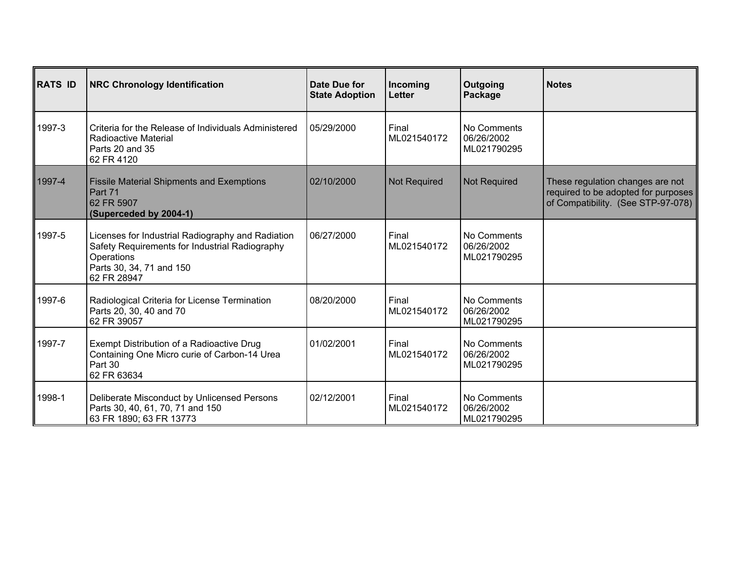| RATS ID | NRC Chronology Identification | Date Due for State Adoption | Incoming Letter | Outgoing Package | Notes |
|---|---|---|---|---|---|
| 1997-3 | Criteria for the Release of Individuals Administered Radioactive Material<br>Parts 20 and 35<br>62 FR 4120 | 05/29/2000 | Final<br>ML021540172 | No Comments<br>06/26/2002<br>ML021790295 | |
| 1997-4 | Fissile Material Shipments and Exemptions<br>Part 71<br>62 FR 5907<br>**(Superceded by 2004-1)** | 02/10/2000 | Not Required | Not Required | These regulation changes are not required to be adopted for purposes of Compatibility. (See STP-97-078) |
| 1997-5 | Licenses for Industrial Radiography and Radiation Safety Requirements for Industrial Radiography Operations<br>Parts 30, 34, 71 and 150<br>62 FR 28947 | 06/27/2000 | Final<br>ML021540172 | No Comments<br>06/26/2002<br>ML021790295 | |
| 1997-6 | Radiological Criteria for License Termination<br>Parts 20, 30, 40 and 70<br>62 FR 39057 | 08/20/2000 | Final<br>ML021540172 | No Comments<br>06/26/2002<br>ML021790295 | |
| 1997-7 | Exempt Distribution of a Radioactive Drug Containing One Micro curie of Carbon-14 Urea<br>Part 30<br>62 FR 63634 | 01/02/2001 | Final<br>ML021540172 | No Comments<br>06/26/2002<br>ML021790295 | |
| 1998-1 | Deliberate Misconduct by Unlicensed Persons<br>Parts 30, 40, 61, 70, 71 and 150<br>63 FR 1890; 63 FR 13773 | 02/12/2001 | Final<br>ML021540172 | No Comments<br>06/26/2002<br>ML021790295 | |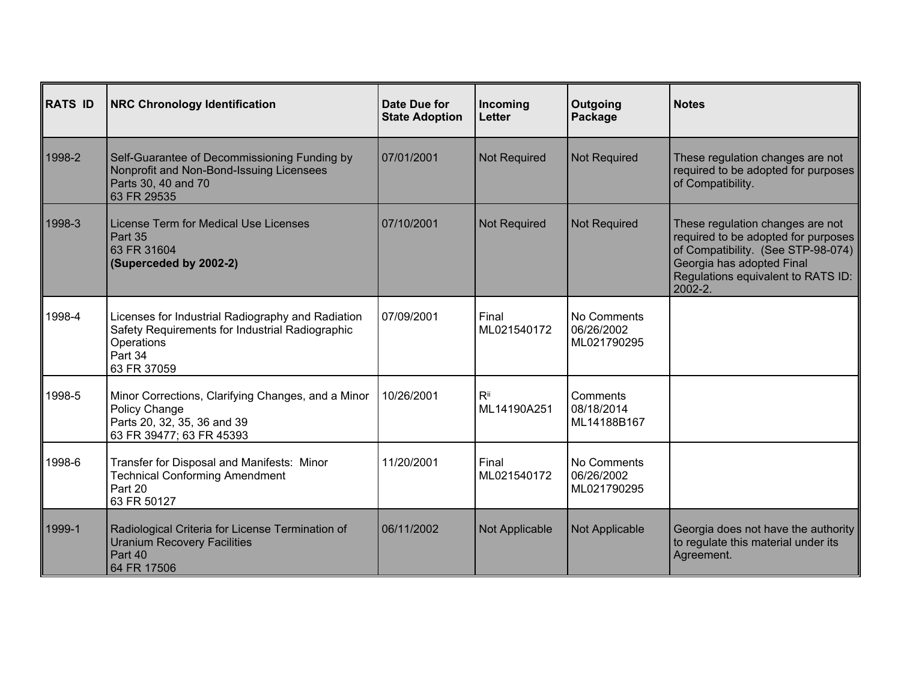| RATS ID | NRC Chronology Identification | Date Due for State Adoption | Incoming Letter | Outgoing Package | Notes |
|---|---|---|---|---|---|
| 1998-2 | Self-Guarantee of Decommissioning Funding by Nonprofit and Non-Bond-Issuing Licensees<br>Parts 30, 40 and 70<br>63 FR 29535 | 07/01/2001 | Not Required | Not Required | These regulation changes are not required to be adopted for purposes of Compatibility. |
| 1998-3 | License Term for Medical Use Licenses<br>Part 35<br>63 FR 31604<br>**(Superceded by 2002-2)** | 07/10/2001 | Not Required | Not Required | These regulation changes are not required to be adopted for purposes of Compatibility. (See STP-98-074) Georgia has adopted Final Regulations equivalent to RATS ID: 2002-2. |
| 1998-4 | Licenses for Industrial Radiography and Radiation Safety Requirements for Industrial Radiographic Operations<br>Part 34<br>63 FR 37059 | 07/09/2001 | Final<br>ML021540172 | No Comments<br>06/26/2002<br>ML021790295 | |
| 1998-5 | Minor Corrections, Clarifying Changes, and a Minor Policy Change<br>Parts 20, 32, 35, 36 and 39<br>63 FR 39477; 63 FR 45393 | 10/26/2001 | R[ii]<br>ML14190A251 | Comments<br>08/18/2014<br>ML14188B167 | |
| 1998-6 | Transfer for Disposal and Manifests: Minor Technical Conforming Amendment<br>Part 20<br>63 FR 50127 | 11/20/2001 | Final<br>ML021540172 | No Comments<br>06/26/2002<br>ML021790295 | |
| 1999-1 | Radiological Criteria for License Termination of Uranium Recovery Facilities<br>Part 40<br>64 FR 17506 | 06/11/2002 | Not Applicable | Not Applicable | Georgia does not have the authority to regulate this material under its Agreement. |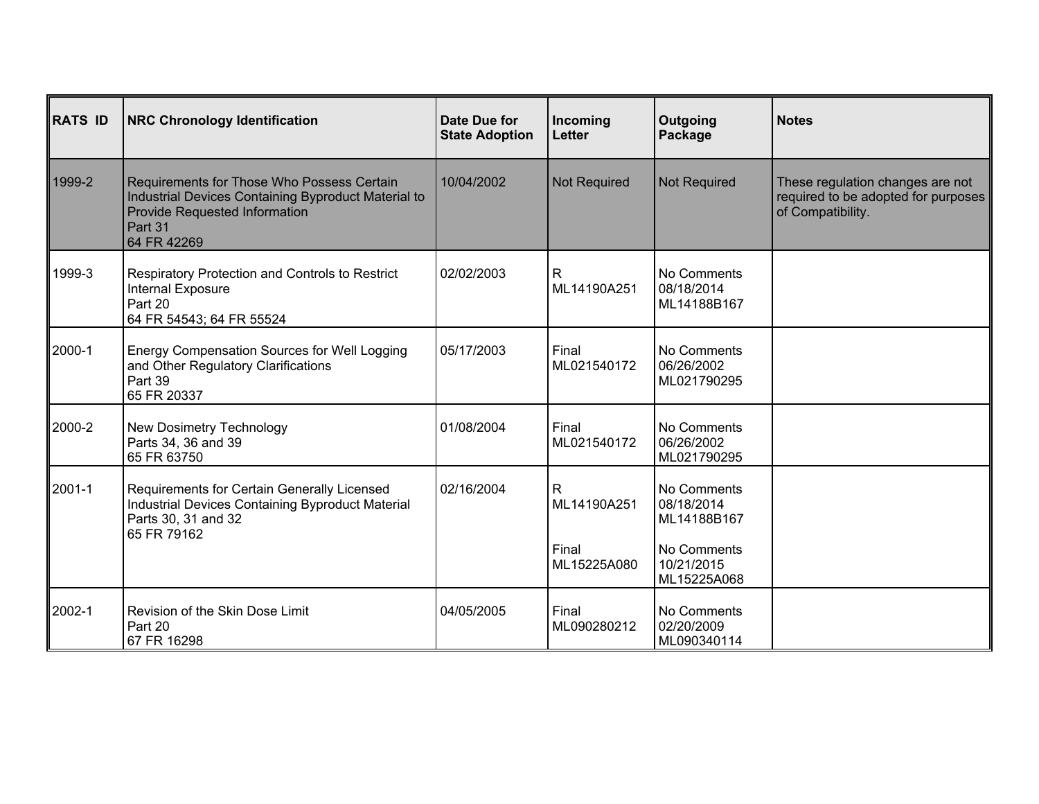| RATS ID | NRC Chronology Identification | Date Due for State Adoption | Incoming Letter | Outgoing Package | Notes |
|---|---|---|---|---|---|
| 1999-2 | Requirements for Those Who Possess Certain Industrial Devices Containing Byproduct Material to Provide Requested Information<br>Part 31<br>64 FR 42269 | 10/04/2002 | Not Required | Not Required | These regulation changes are not required to be adopted for purposes of Compatibility. |
| 1999-3 | Respiratory Protection and Controls to Restrict Internal Exposure<br>Part 20<br>64 FR 54543; 64 FR 55524 | 02/02/2003 | R<br>ML14190A251 | No Comments<br>08/18/2014<br>ML14188B167 | |
| 2000-1 | Energy Compensation Sources for Well Logging and Other Regulatory Clarifications<br>Part 39<br>65 FR 20337 | 05/17/2003 | Final<br>ML021540172 | No Comments<br>06/26/2002<br>ML021790295 | |
| 2000-2 | New Dosimetry Technology<br>Parts 34, 36 and 39<br>65 FR 63750 | 01/08/2004 | Final<br>ML021540172 | No Comments<br>06/26/2002<br>ML021790295 | |
| 2001-1 | Requirements for Certain Generally Licensed Industrial Devices Containing Byproduct Material<br>Parts 30, 31 and 32<br>65 FR 79162 | 02/16/2004 | R<br>ML14190A251<br><br>Final<br>ML15225A080 | No Comments<br>08/18/2014<br>ML14188B167<br><br>No Comments<br>10/21/2015<br>ML15225A068 | |
| 2002-1 | Revision of the Skin Dose Limit<br>Part 20<br>67 FR 16298 | 04/05/2005 | Final<br>ML090280212 | No Comments<br>02/20/2009<br>ML090340114 | |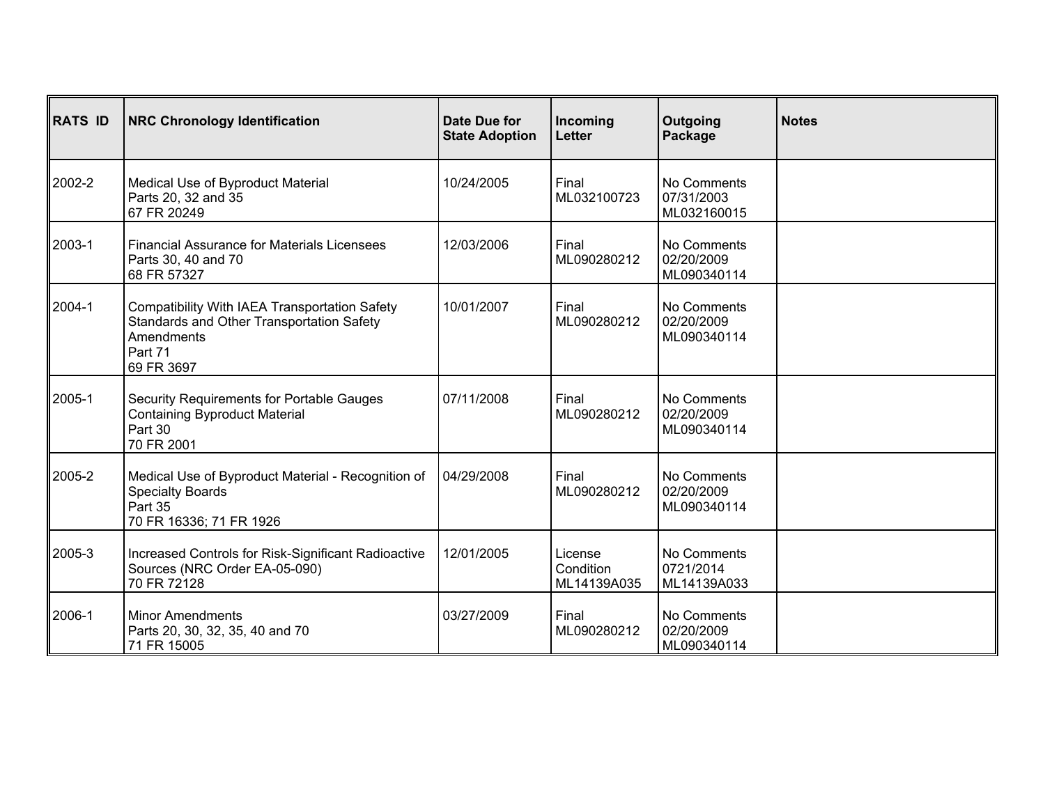| RATS ID | NRC Chronology Identification | Date Due for State Adoption | Incoming Letter | Outgoing Package | Notes |
|---|---|---|---|---|---|
| 2002-2 | Medical Use of Byproduct Material<br>Parts 20, 32 and 35<br>67 FR 20249 | 10/24/2005 | Final<br>ML032100723 | No Comments<br>07/31/2003<br>ML032160015 | |
| 2003-1 | Financial Assurance for Materials Licensees<br>Parts 30, 40 and 70<br>68 FR 57327 | 12/03/2006 | Final<br>ML090280212 | No Comments<br>02/20/2009<br>ML090340114 | |
| 2004-1 | Compatibility With IAEA Transportation Safety Standards and Other Transportation Safety Amendments<br>Part 71<br>69 FR 3697 | 10/01/2007 | Final<br>ML090280212 | No Comments<br>02/20/2009<br>ML090340114 | |
| 2005-1 | Security Requirements for Portable Gauges Containing Byproduct Material<br>Part 30<br>70 FR 2001 | 07/11/2008 | Final<br>ML090280212 | No Comments<br>02/20/2009<br>ML090340114 | |
| 2005-2 | Medical Use of Byproduct Material - Recognition of Specialty Boards<br>Part 35<br>70 FR 16336; 71 FR 1926 | 04/29/2008 | Final<br>ML090280212 | No Comments<br>02/20/2009<br>ML090340114 | |
| 2005-3 | Increased Controls for Risk-Significant Radioactive Sources (NRC Order EA-05-090)<br>70 FR 72128 | 12/01/2005 | License Condition<br>ML14139A035 | No Comments<br>0721/2014<br>ML14139A033 | |
| 2006-1 | Minor Amendments<br>Parts 20, 30, 32, 35, 40 and 70<br>71 FR 15005 | 03/27/2009 | Final<br>ML090280212 | No Comments<br>02/20/2009<br>ML090340114 | |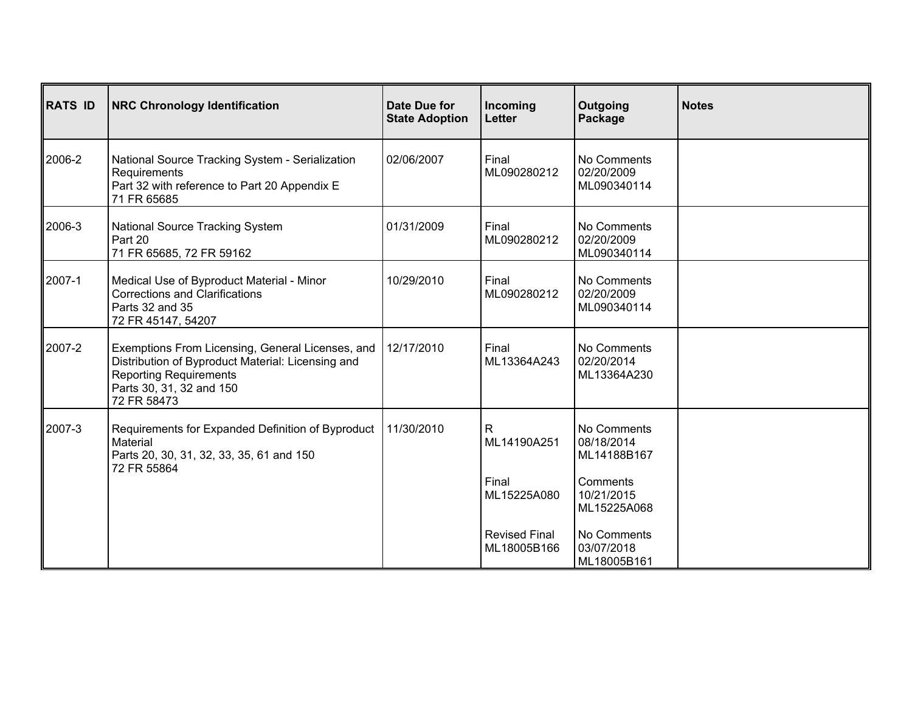| RATS ID | NRC Chronology Identification | Date Due for State Adoption | Incoming Letter | Outgoing Package | Notes |
|---|---|---|---|---|---|
| 2006-2 | National Source Tracking System - Serialization Requirements<br>Part 32 with reference to Part 20 Appendix E<br>71 FR 65685 | 02/06/2007 | Final<br>ML090280212 | No Comments<br>02/20/2009<br>ML090340114 | |
| 2006-3 | National Source Tracking System<br>Part 20<br>71 FR 65685, 72 FR 59162 | 01/31/2009 | Final<br>ML090280212 | No Comments<br>02/20/2009<br>ML090340114 | |
| 2007-1 | Medical Use of Byproduct Material - Minor Corrections and Clarifications<br>Parts 32 and 35<br>72 FR 45147, 54207 | 10/29/2010 | Final<br>ML090280212 | No Comments<br>02/20/2009<br>ML090340114 | |
| 2007-2 | Exemptions From Licensing, General Licenses, and Distribution of Byproduct Material: Licensing and Reporting Requirements<br>Parts 30, 31, 32 and 150<br>72 FR 58473 | 12/17/2010 | Final<br>ML13364A243 | No Comments<br>02/20/2014<br>ML13364A230 | |
| 2007-3 | Requirements for Expanded Definition of Byproduct Material<br>Parts 20, 30, 31, 32, 33, 35, 61 and 150<br>72 FR 55864 | 11/30/2010 | R<br>ML14190A251<br><br>Final<br>ML15225A080<br><br>Revised Final<br>ML18005B166 | No Comments<br>08/18/2014<br>ML14188B167<br><br>Comments<br>10/21/2015<br>ML15225A068<br><br>No Comments<br>03/07/2018<br>ML18005B161 | |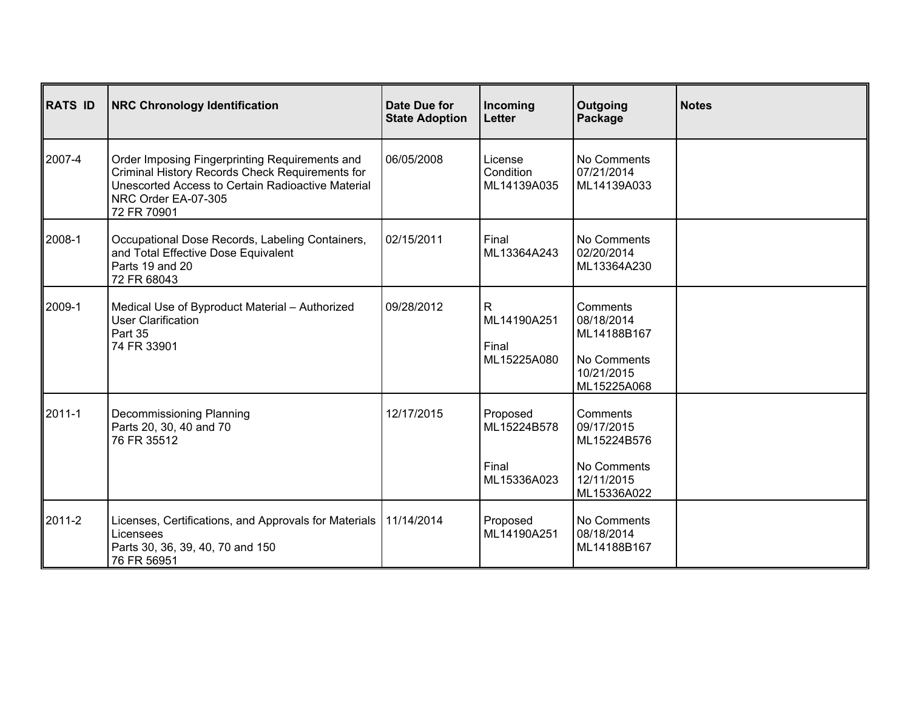| RATS ID | NRC Chronology Identification | Date Due for State Adoption | Incoming Letter | Outgoing Package | Notes |
|---|---|---|---|---|---|
| 2007-4 | Order Imposing Fingerprinting Requirements and Criminal History Records Check Requirements for Unescorted Access to Certain Radioactive Material<br>NRC Order EA-07-305<br>72 FR 70901 | 06/05/2008 | License Condition<br>ML14139A035 | No Comments<br>07/21/2014<br>ML14139A033 | |
| 2008-1 | Occupational Dose Records, Labeling Containers, and Total Effective Dose Equivalent<br>Parts 19 and 20<br>72 FR 68043 | 02/15/2011 | Final<br>ML13364A243 | No Comments<br>02/20/2014<br>ML13364A230 | |
| 2009-1 | Medical Use of Byproduct Material – Authorized User Clarification<br>Part 35<br>74 FR 33901 | 09/28/2012 | R<br>ML14190A251<br><br>Final<br>ML15225A080 | Comments<br>08/18/2014<br>ML14188B167<br><br>No Comments<br>10/21/2015<br>ML15225A068 | |
| 2011-1 | Decommissioning Planning<br>Parts 20, 30, 40 and 70<br>76 FR 35512 | 12/17/2015 | Proposed<br>ML15224B578<br><br>Final<br>ML15336A023 | Comments<br>09/17/2015<br>ML15224B576<br><br>No Comments<br>12/11/2015<br>ML15336A022 | |
| 2011-2 | Licenses, Certifications, and Approvals for Materials Licensees<br>Parts 30, 36, 39, 40, 70 and 150<br>76 FR 56951 | 11/14/2014 | Proposed<br>ML14190A251 | No Comments<br>08/18/2014<br>ML14188B167 | |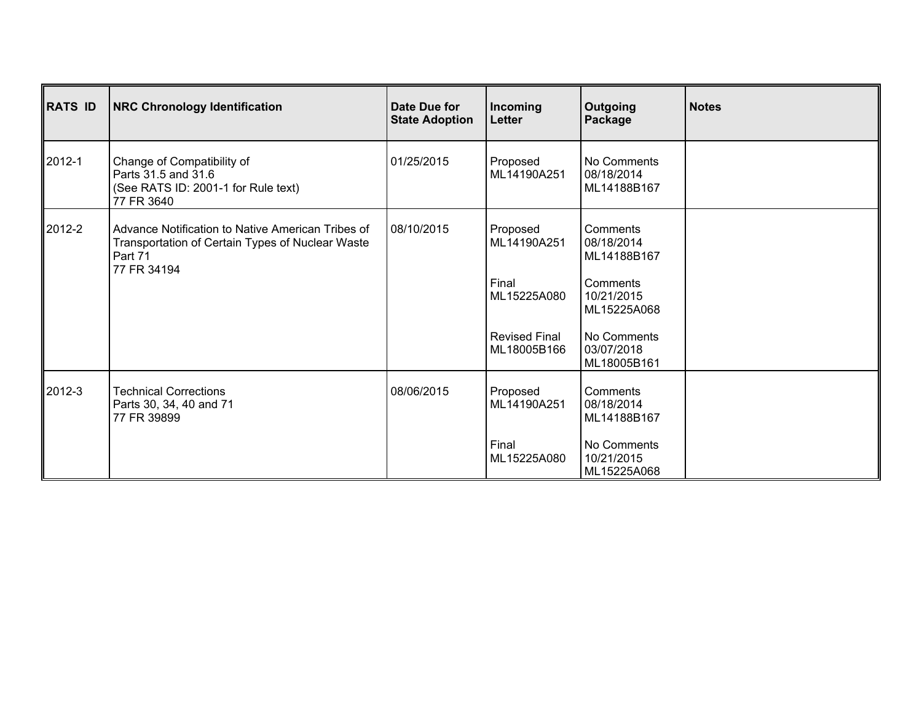| RATS ID | NRC Chronology Identification | Date Due for State Adoption | Incoming Letter | Outgoing Package | Notes |
|---|---|---|---|---|---|
| 2012-1 | Change of Compatibility of Parts 31.5 and 31.6 (See RATS ID: 2001-1 for Rule text) 77 FR 3640 | 01/25/2015 | Proposed ML14190A251 | No Comments 08/18/2014 ML14188B167 | |
| 2012-2 | Advance Notification to Native American Tribes of Transportation of Certain Types of Nuclear Waste Part 71 77 FR 34194 | 08/10/2015 | Proposed ML14190A251<br><br>Final ML15225A080<br><br>Revised Final ML18005B166 | Comments 08/18/2014 ML14188B167<br><br>Comments 10/21/2015 ML15225A068<br><br>No Comments 03/07/2018 ML18005B161 | |
| 2012-3 | Technical Corrections Parts 30, 34, 40 and 71 77 FR 39899 | 08/06/2015 | Proposed ML14190A251<br><br>Final ML15225A080 | Comments 08/18/2014 ML14188B167<br><br>No Comments 10/21/2015 ML15225A068 | |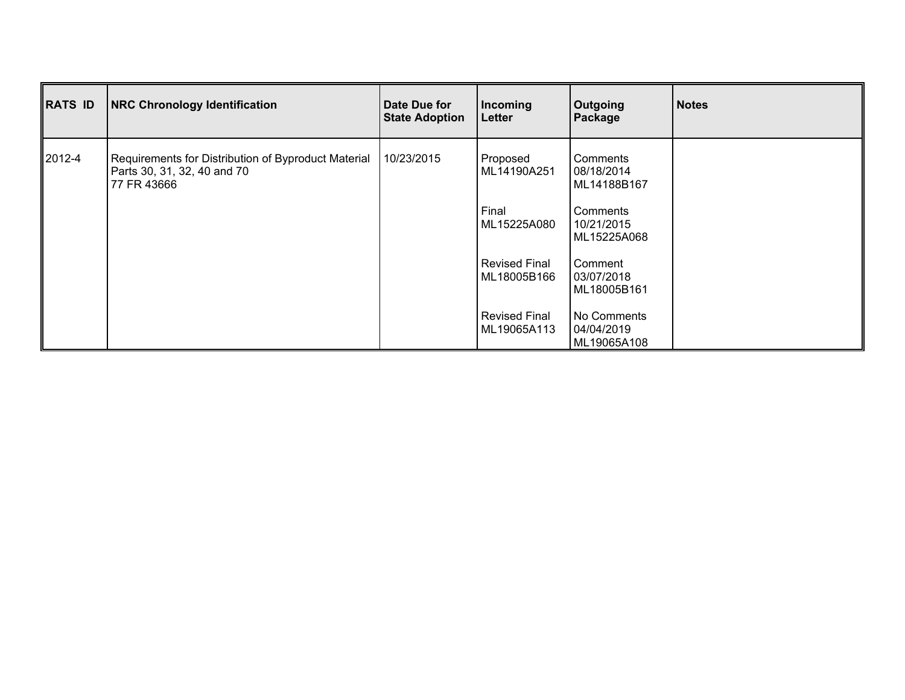| RATS ID | NRC Chronology Identification | Date Due for State Adoption | Incoming Letter | Outgoing Package | Notes |
|---|---|---|---|---|---|
| 2012-4 | Requirements for Distribution of Byproduct Material Parts 30, 31, 32, 40 and 70 77 FR 43666 | 10/23/2015 | Proposed ML14190A251 | Comments 08/18/2014 ML14188B167 | |
| | | | Final ML15225A080 | Comments 10/21/2015 ML15225A068 | |
| | | | Revised Final ML18005B166 | Comment 03/07/2018 ML18005B161 | |
| | | | Revised Final ML19065A113 | No Comments 04/04/2019 ML19065A108 | |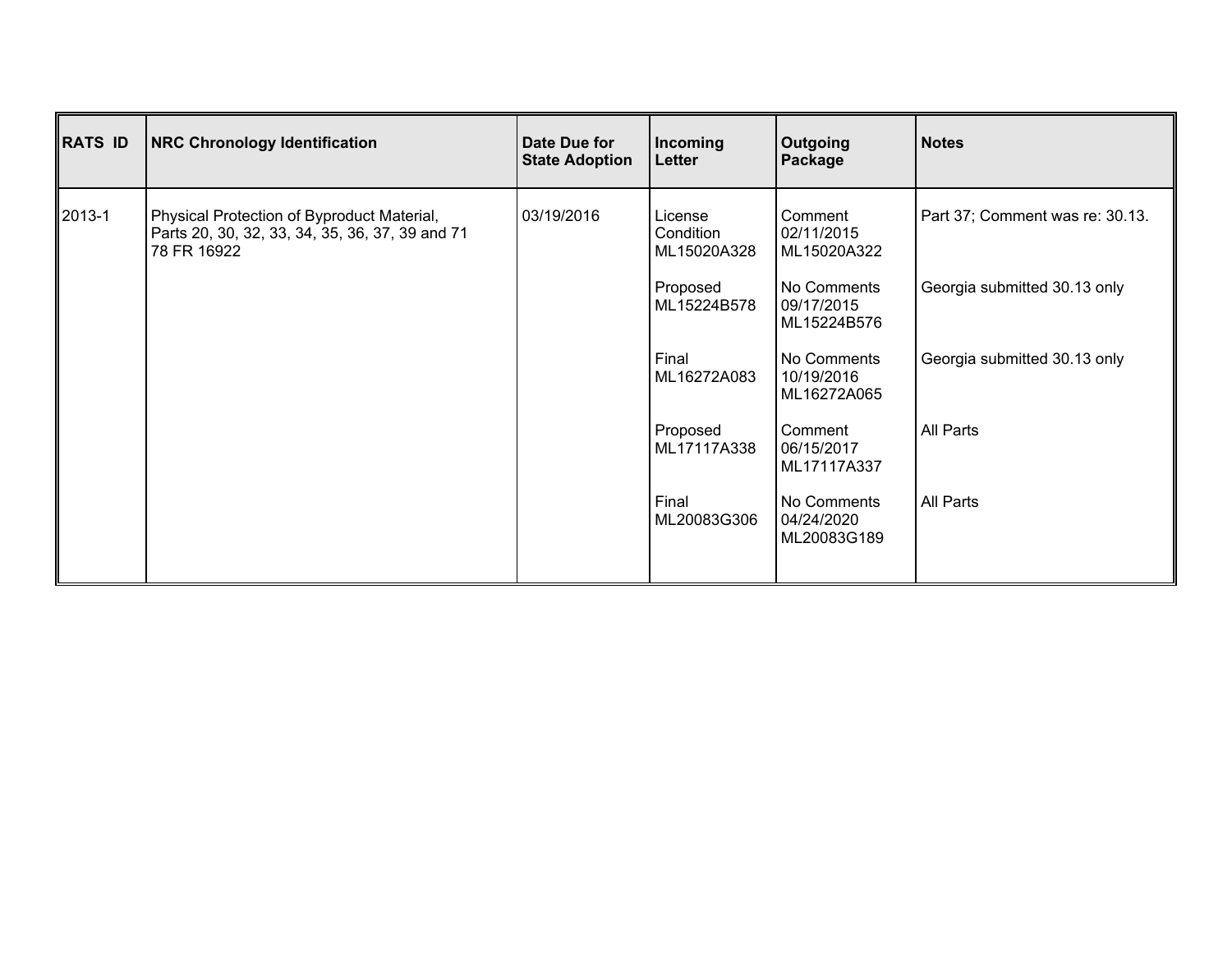| RATS ID | NRC Chronology Identification | Date Due for State Adoption | Incoming Letter | Outgoing Package | Notes |
|---|---|---|---|---|---|
| 2013-1 | Physical Protection of Byproduct Material, Parts 20, 30, 32, 33, 34, 35, 36, 37, 39 and 71 78 FR 16922 | 03/19/2016 | License Condition ML15020A328 | Comment 02/11/2015 ML15020A322 | Part 37; Comment was re: 30.13. |
| | | | Proposed ML15224B578 | No Comments 09/17/2015 ML15224B576 | Georgia submitted 30.13 only |
| | | | Final ML16272A083 | No Comments 10/19/2016 ML16272A065 | Georgia submitted 30.13 only |
| | | | Proposed ML17117A338 | Comment 06/15/2017 ML17117A337 | All Parts |
| | | | Final ML20083G306 | No Comments 04/24/2020 ML20083G189 | All Parts |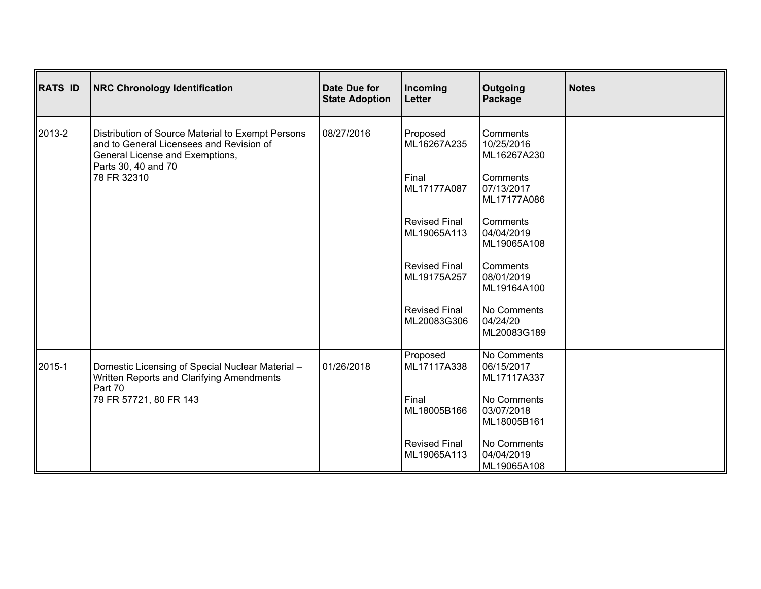| RATS ID | NRC Chronology Identification | Date Due for State Adoption | Incoming Letter | Outgoing Package | Notes |
|---|---|---|---|---|---|
| 2013-2 | Distribution of Source Material to Exempt Persons and to General Licensees and Revision of General License and Exemptions,<br>Parts 30, 40 and 70<br>78 FR 32310 | 08/27/2016 | Proposed<br>ML16267A235<br><br>Final<br>ML17177A087<br><br>Revised Final<br>ML19065A113<br><br>Revised Final<br>ML19175A257<br><br>Revised Final<br>ML20083G306 | Comments<br>10/25/2016<br>ML16267A230<br><br>Comments<br>07/13/2017<br>ML17177A086<br><br>Comments<br>04/04/2019<br>ML19065A108<br><br>Comments<br>08/01/2019<br>ML19164A100<br><br>No Comments<br>04/24/20<br>ML20083G189 | |
| 2015-1 | Domestic Licensing of Special Nuclear Material – Written Reports and Clarifying Amendments<br>Part 70<br>79 FR 57721, 80 FR 143 | 01/26/2018 | Proposed<br>ML17117A338<br><br>Final<br>ML18005B166<br><br>Revised Final<br>ML19065A113 | No Comments<br>06/15/2017<br>ML17117A337<br><br>No Comments<br>03/07/2018<br>ML18005B161<br><br>No Comments<br>04/04/2019<br>ML19065A108 | |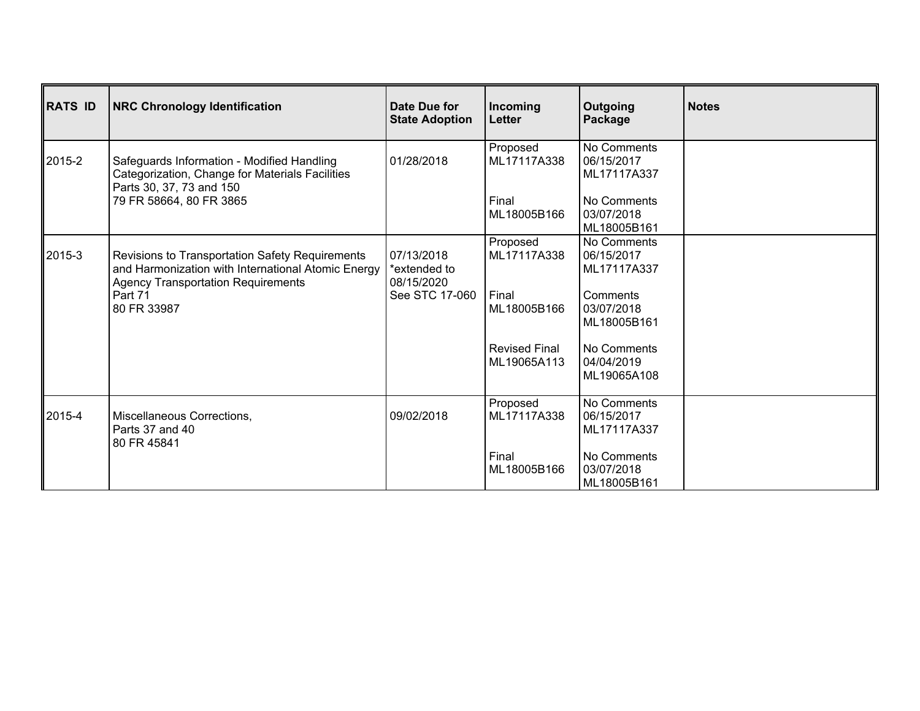| RATS ID | NRC Chronology Identification | Date Due for State Adoption | Incoming Letter | Outgoing Package | Notes |
|---|---|---|---|---|---|
| 2015-2 | Safeguards Information - Modified Handling Categorization, Change for Materials Facilities<br>Parts 30, 37, 73 and 150<br>79 FR 58664, 80 FR 3865 | 01/28/2018 | Proposed<br>ML17117A338<br><br>Final<br>ML18005B166 | No Comments<br>06/15/2017<br>ML17117A337<br><br>No Comments<br>03/07/2018<br>ML18005B161 | |
| 2015-3 | Revisions to Transportation Safety Requirements and Harmonization with International Atomic Energy Agency Transportation Requirements<br>Part 71<br>80 FR 33987 | 07/13/2018<br>*extended to 08/15/2020<br>See STC 17-060 | Proposed<br>ML17117A338<br><br>Final<br>ML18005B166<br><br>Revised Final<br>ML19065A113 | No Comments<br>06/15/2017<br>ML17117A337<br><br>Comments<br>03/07/2018<br>ML18005B161<br><br>No Comments<br>04/04/2019<br>ML19065A108 | |
| 2015-4 | Miscellaneous Corrections,<br>Parts 37 and 40<br>80 FR 45841 | 09/02/2018 | Proposed<br>ML17117A338<br><br>Final<br>ML18005B166 | No Comments<br>06/15/2017<br>ML17117A337<br><br>No Comments<br>03/07/2018<br>ML18005B161 | |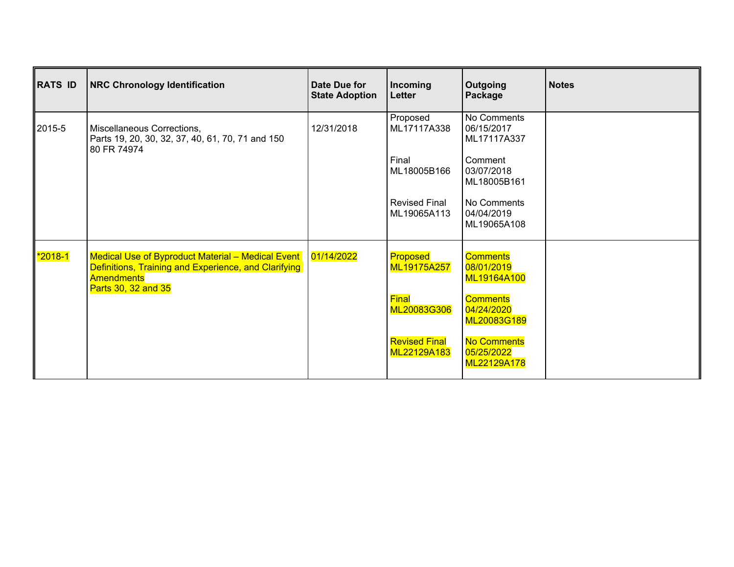| RATS ID | NRC Chronology Identification | Date Due for State Adoption | Incoming Letter | Outgoing Package | Notes |
|---|---|---|---|---|---|
| 2015-5 | Miscellaneous Corrections,<br>Parts 19, 20, 30, 32, 37, 40, 61, 70, 71 and 150<br>80 FR 74974 | 12/31/2018 | Proposed<br>ML17117A338<br><br>Final<br>ML18005B166<br><br>Revised Final<br>ML19065A113 | No Comments<br>06/15/2017<br>ML17117A337<br><br>Comment<br>03/07/2018<br>ML18005B161<br><br>No Comments<br>04/04/2019<br>ML19065A108 | |
| *2018-1 | Medical Use of Byproduct Material – Medical Event Definitions, Training and Experience, and Clarifying Amendments<br>Parts 30, 32 and 35 | 01/14/2022 | Proposed<br>ML19175A257<br><br>Final<br>ML20083G306<br><br>Revised Final<br>ML22129A183 | Comments<br>08/01/2019<br>ML19164A100<br><br>Comments<br>04/24/2020<br>ML20083G189<br><br>No Comments<br>05/25/2022<br>ML22129A178 | |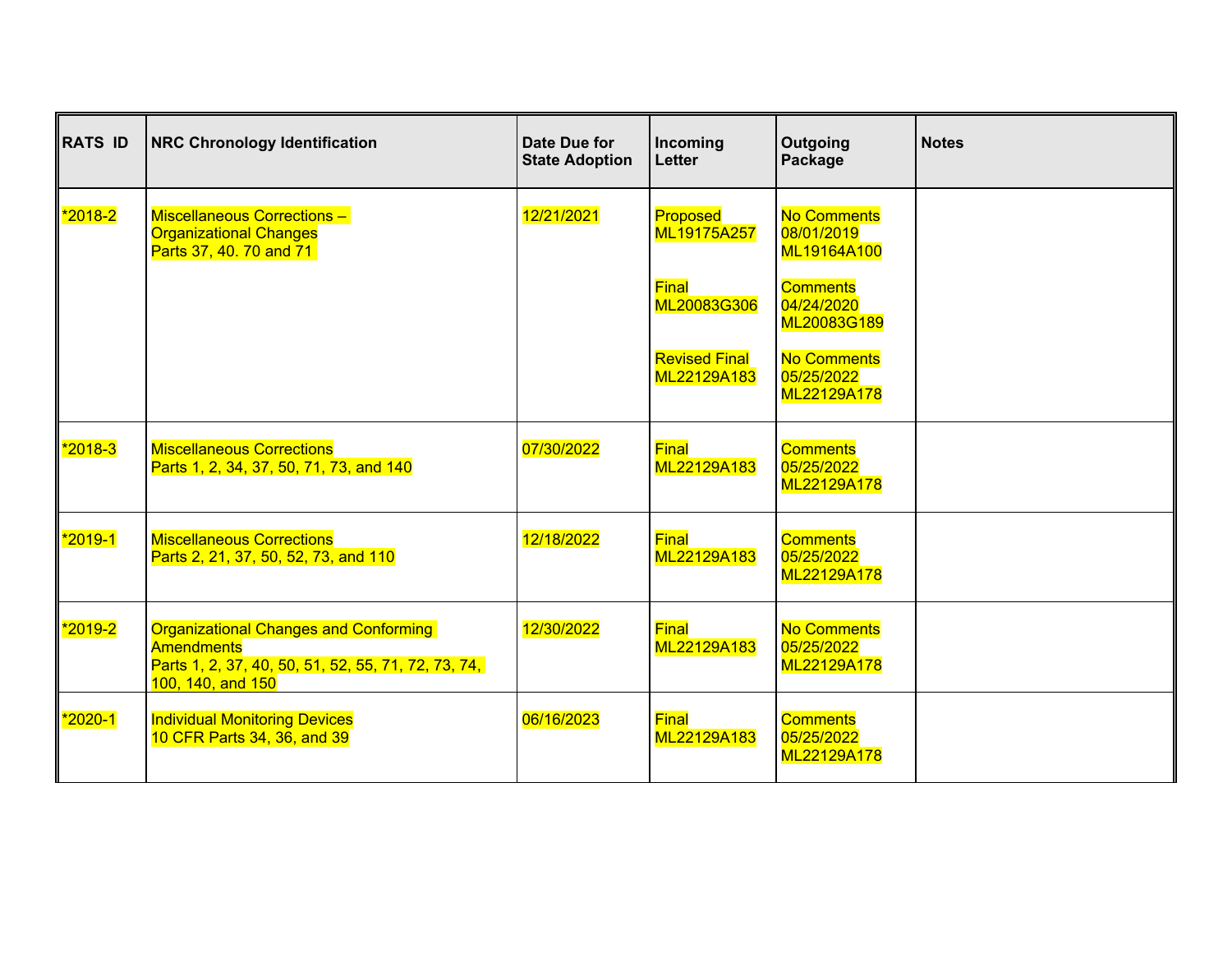| RATS ID | NRC Chronology Identification | Date Due for State Adoption | Incoming Letter | Outgoing Package | Notes |
|---|---|---|---|---|---|
| *2018-2 | Miscellaneous Corrections – Organizational Changes<br>Parts 37, 40. 70 and 71 | 12/21/2021 | Proposed<br>ML19175A257<br><br>Final<br>ML20083G306<br><br>Revised Final<br>ML22129A183 | No Comments<br>08/01/2019<br>ML19164A100<br><br>Comments<br>04/24/2020<br>ML20083G189<br><br>No Comments<br>05/25/2022<br>ML22129A178 | |
| *2018-3 | Miscellaneous Corrections<br>Parts 1, 2, 34, 37, 50, 71, 73, and 140 | 07/30/2022 | Final<br>ML22129A183 | Comments<br>05/25/2022<br>ML22129A178 | |
| *2019-1 | Miscellaneous Corrections<br>Parts 2, 21, 37, 50, 52, 73, and 110 | 12/18/2022 | Final<br>ML22129A183 | Comments<br>05/25/2022<br>ML22129A178 | |
| *2019-2 | Organizational Changes and Conforming Amendments<br>Parts 1, 2, 37, 40, 50, 51, 52, 55, 71, 72, 73, 74, 100, 140, and 150 | 12/30/2022 | Final<br>ML22129A183 | No Comments<br>05/25/2022<br>ML22129A178 | |
| *2020-1 | Individual Monitoring Devices<br>10 CFR Parts 34, 36, and 39 | 06/16/2023 | Final<br>ML22129A183 | Comments<br>05/25/2022<br>ML22129A178 | |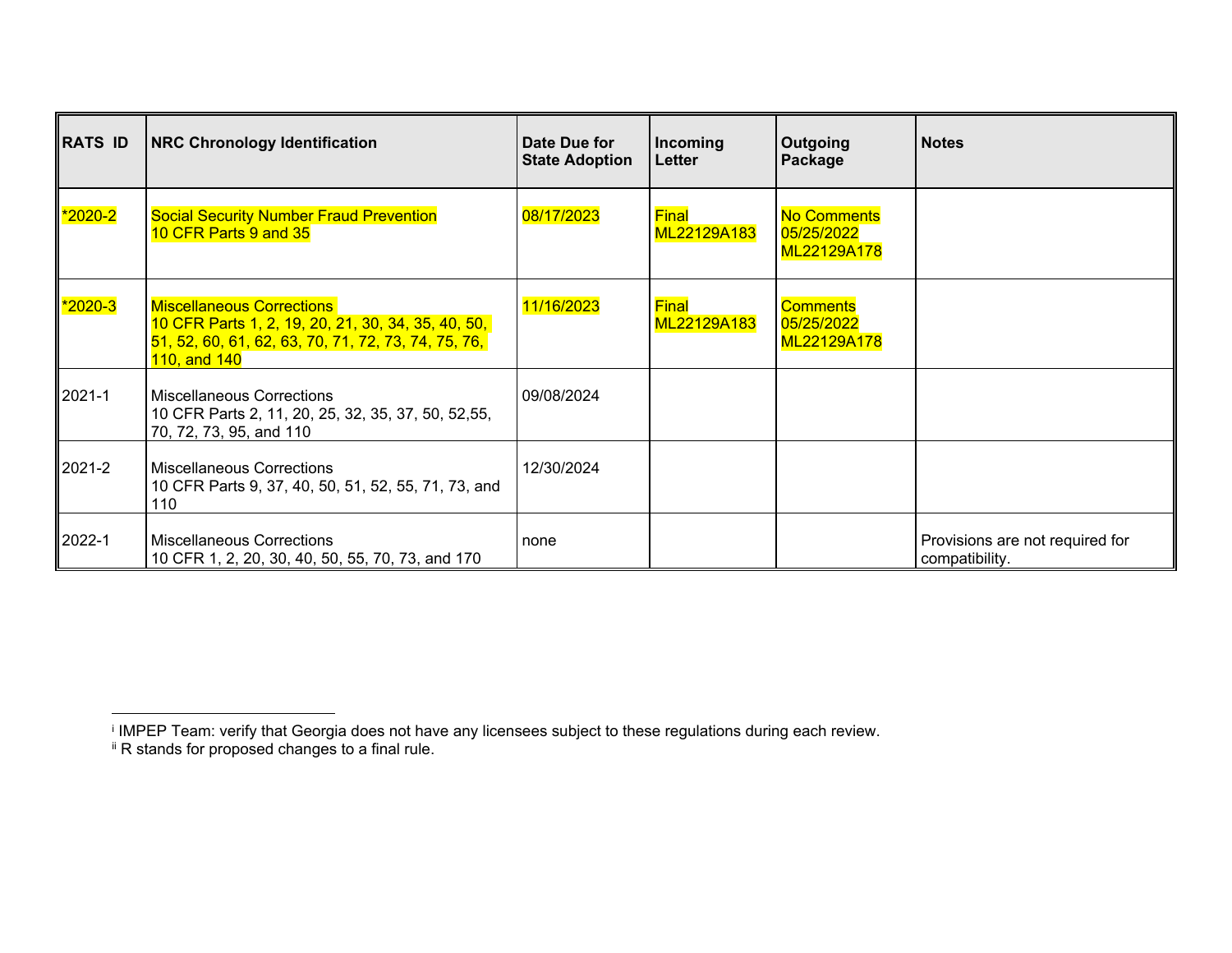| RATS ID | NRC Chronology Identification | Date Due for State Adoption | Incoming Letter | Outgoing Package | Notes |
|---|---|---|---|---|---|
| *2020-2 | Social Security Number Fraud Prevention<br>10 CFR Parts 9 and 35 | 08/17/2023 | Final<br>ML22129A183 | No Comments<br>05/25/2022<br>ML22129A178 | |
| *2020-3 | Miscellaneous Corrections<br>10 CFR Parts 1, 2, 19, 20, 21, 30, 34, 35, 40, 50, 51, 52, 60, 61, 62, 63, 70, 71, 72, 73, 74, 75, 76, 110, and 140 | 11/16/2023 | Final<br>ML22129A183 | Comments<br>05/25/2022<br>ML22129A178 | |
| 2021-1 | Miscellaneous Corrections<br>10 CFR Parts 2, 11, 20, 25, 32, 35, 37, 50, 52,55, 70, 72, 73, 95, and 110 | 09/08/2024 | | | |
| 2021-2 | Miscellaneous Corrections<br>10 CFR Parts 9, 37, 40, 50, 51, 52, 55, 71, 73, and 110 | 12/30/2024 | | | |
| 2022-1 | Miscellaneous Corrections<br>10 CFR 1, 2, 20, 30, 40, 50, 55, 70, 73, and 170 | none | | | Provisions are not required for compatibility. |

[i] IMPEP Team: verify that Georgia does not have any licensees subject to these regulations during each review.
[ii] R stands for proposed changes to a final rule.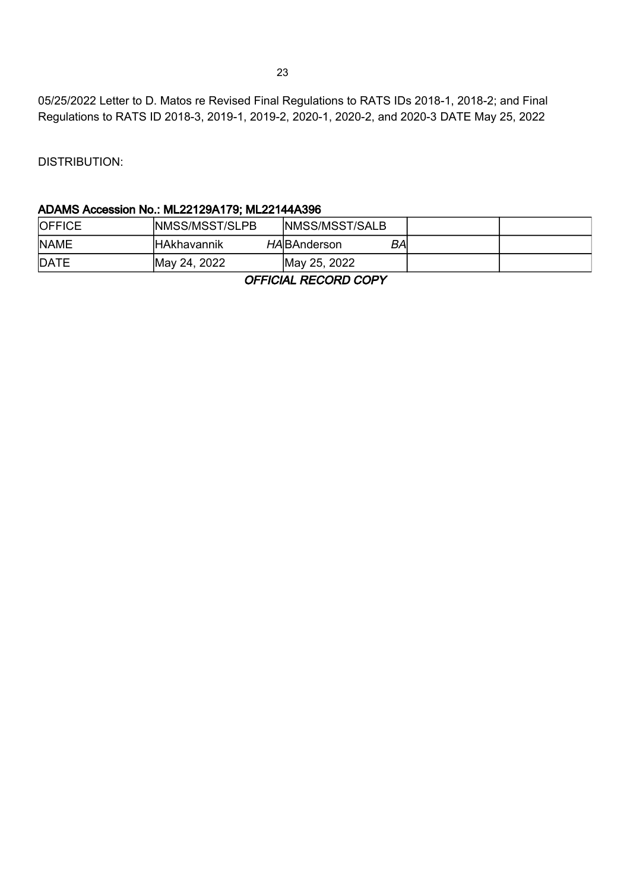05/25/2022 Letter to D. Matos re Revised Final Regulations to RATS IDs 2018-1, 2018-2; and Final Regulations to RATS ID 2018-3, 2019-1, 2019-2, 2020-1, 2020-2, and 2020-3 DATE May 25, 2022

DISTRIBUTION:

**ADAMS Accession No.: ML22129A179; ML22144A396**

| | | | | |
|---|---|---|---|---|
| OFFICE | NMSS/MSST/SLPB | NMSS/MSST/SALB | | |
| NAME | HAkhavannik *HA* | BAnderson *BA* | | |
| DATE | May 24, 2022 | May 25, 2022 | | |

***OFFICIAL RECORD COPY***